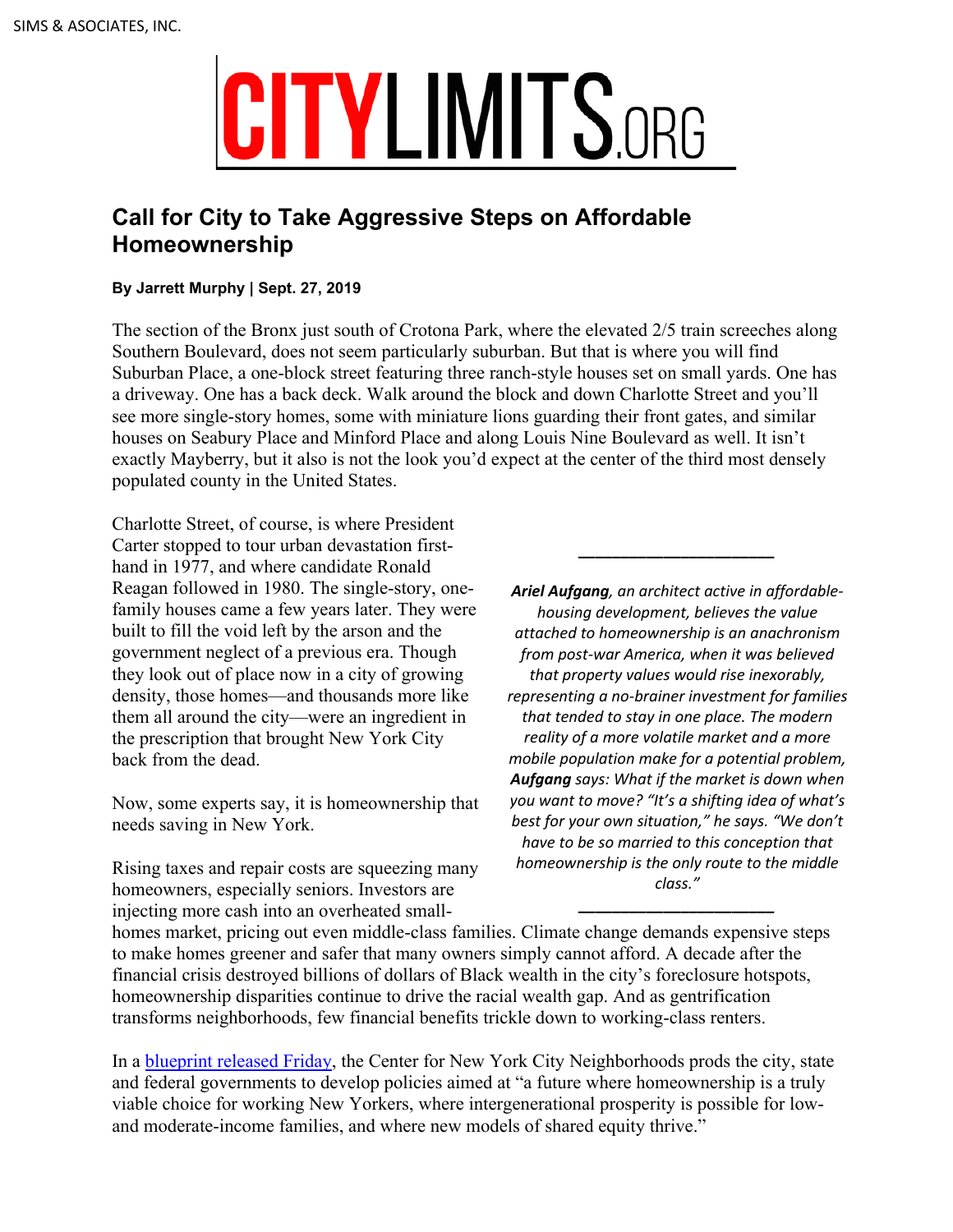SIMS & ASSOCIATES, INC.

CITYLIMITS.ORG

# Call for City to Take Aggressive Steps on Affordable Homeownership

**By Jarrett Murphy | Sept. 27, 2019**

The section of the Bronx just south of Crotona Park, where the elevated 2/5 train screeches along Southern Boulevard, does not seem particularly suburban. But that is where you will find Suburban Place, a one-block street featuring three ranch-style houses set on small yards. One has a driveway. One has a back deck. Walk around the block and down Charlotte Street and you'll see more single-story homes, some with miniature lions guarding their front gates, and similar houses on Seabury Place and Minford Place and along Louis Nine Boulevard as well. It isn't exactly Mayberry, but it also is not the look you'd expect at the center of the third most densely populated county in the United States.

Charlotte Street, of course, is where President Carter stopped to tour urban devastation first-hand in 1977, and where candidate Ronald Reagan followed in 1980. The single-story, one-family houses came a few years later. They were built to fill the void left by the arson and the government neglect of a previous era. Though they look out of place now in a city of growing density, those homes—and thousands more like them all around the city—were an ingredient in the prescription that brought New York City back from the dead.

Now, some experts say, it is homeownership that needs saving in New York.

Rising taxes and repair costs are squeezing many homeowners, especially seniors. Investors are injecting more cash into an overheated small-homes market, pricing out even middle-class families. Climate change demands expensive steps to make homes greener and safer that many owners simply cannot afford. A decade after the financial crisis destroyed billions of dollars of Black wealth in the city's foreclosure hotspots, homeownership disparities continue to drive the racial wealth gap. And as gentrification transforms neighborhoods, few financial benefits trickle down to working-class renters.

---

***Ariel Aufgang**, an architect active in affordable-housing development, believes the value attached to homeownership is an anachronism from post-war America, when it was believed that property values would rise inexorably, representing a no-brainer investment for families that tended to stay in one place. The modern reality of a more volatile market and a more mobile population make for a potential problem, **Aufgang** says: What if the market is down when you want to move? "It's a shifting idea of what's best for your own situation," he says. "We don't have to be so married to this conception that homeownership is the only route to the middle class."*

---

In a [blueprint released Friday](), the Center for New York City Neighborhoods prods the city, state and federal governments to develop policies aimed at "a future where homeownership is a truly viable choice for working New Yorkers, where intergenerational prosperity is possible for low- and moderate-income families, and where new models of shared equity thrive."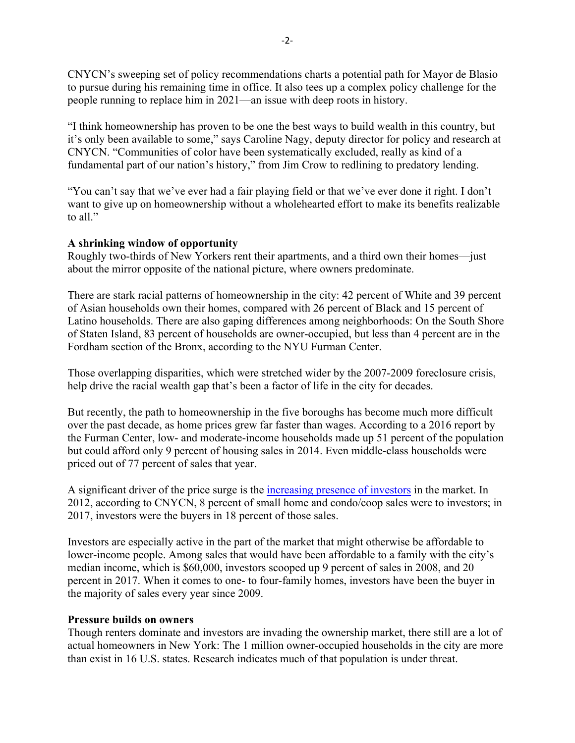CNYCN's sweeping set of policy recommendations charts a potential path for Mayor de Blasio to pursue during his remaining time in office. It also tees up a complex policy challenge for the people running to replace him in 2021—an issue with deep roots in history.

"I think homeownership has proven to be one the best ways to build wealth in this country, but it's only been available to some," says Caroline Nagy, deputy director for policy and research at CNYCN. "Communities of color have been systematically excluded, really as kind of a fundamental part of our nation's history," from Jim Crow to redlining to predatory lending.

"You can't say that we've ever had a fair playing field or that we've ever done it right. I don't want to give up on homeownership without a wholehearted effort to make its benefits realizable to all."

**A shrinking window of opportunity**

Roughly two-thirds of New Yorkers rent their apartments, and a third own their homes—just about the mirror opposite of the national picture, where owners predominate.

There are stark racial patterns of homeownership in the city: 42 percent of White and 39 percent of Asian households own their homes, compared with 26 percent of Black and 15 percent of Latino households. There are also gaping differences among neighborhoods: On the South Shore of Staten Island, 83 percent of households are owner-occupied, but less than 4 percent are in the Fordham section of the Bronx, according to the NYU Furman Center.

Those overlapping disparities, which were stretched wider by the 2007-2009 foreclosure crisis, help drive the racial wealth gap that's been a factor of life in the city for decades.

But recently, the path to homeownership in the five boroughs has become much more difficult over the past decade, as home prices grew far faster than wages. According to a 2016 report by the Furman Center, low- and moderate-income households made up 51 percent of the population but could afford only 9 percent of housing sales in 2014. Even middle-class households were priced out of 77 percent of sales that year.

A significant driver of the price surge is the increasing presence of investors in the market. In 2012, according to CNYCN, 8 percent of small home and condo/coop sales were to investors; in 2017, investors were the buyers in 18 percent of those sales.

Investors are especially active in the part of the market that might otherwise be affordable to lower-income people. Among sales that would have been affordable to a family with the city's median income, which is $60,000, investors scooped up 9 percent of sales in 2008, and 20 percent in 2017. When it comes to one- to four-family homes, investors have been the buyer in the majority of sales every year since 2009.

**Pressure builds on owners**

Though renters dominate and investors are invading the ownership market, there still are a lot of actual homeowners in New York: The 1 million owner-occupied households in the city are more than exist in 16 U.S. states. Research indicates much of that population is under threat.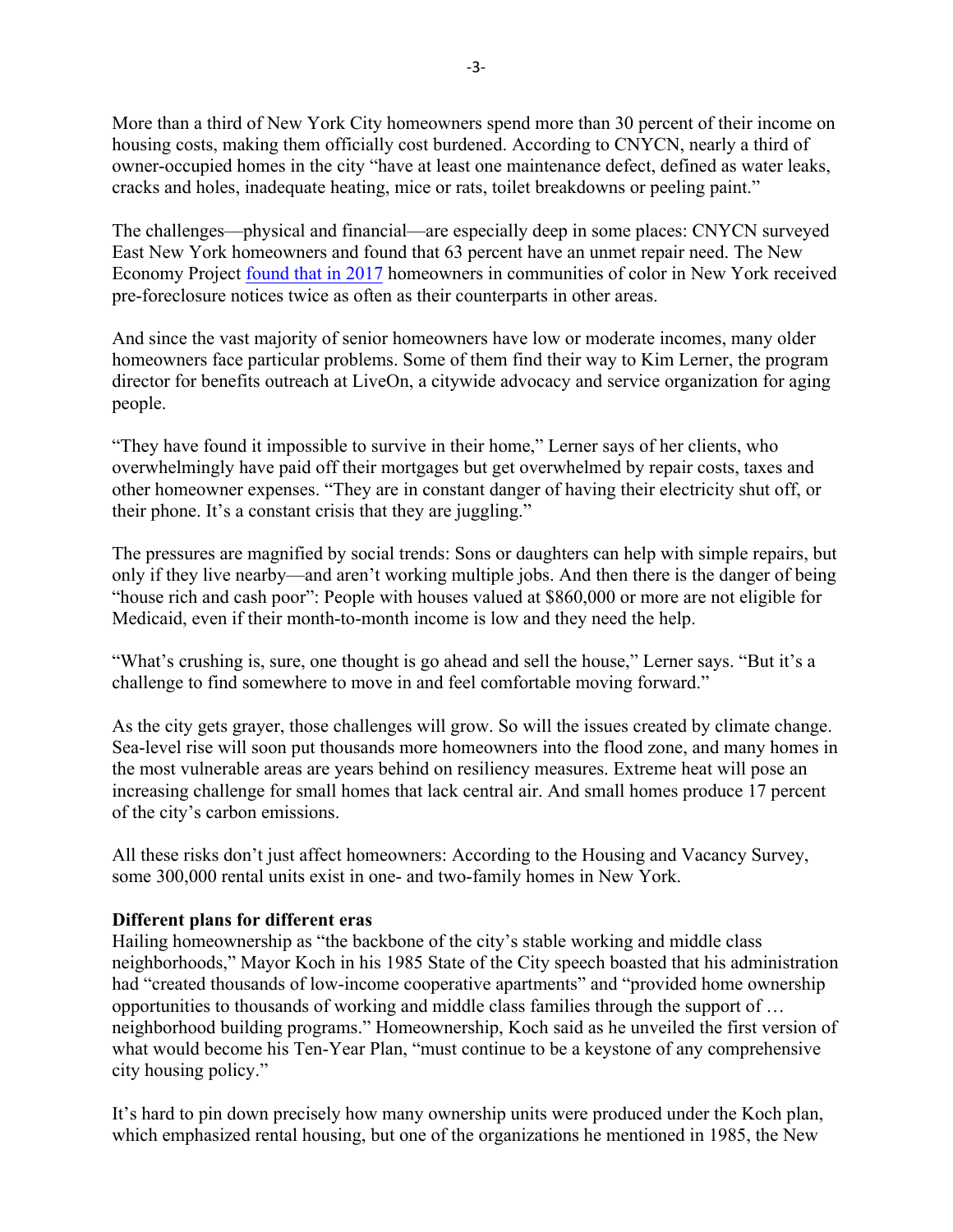More than a third of New York City homeowners spend more than 30 percent of their income on housing costs, making them officially cost burdened. According to CNYCN, nearly a third of owner-occupied homes in the city "have at least one maintenance defect, defined as water leaks, cracks and holes, inadequate heating, mice or rats, toilet breakdowns or peeling paint."

The challenges—physical and financial—are especially deep in some places: CNYCN surveyed East New York homeowners and found that 63 percent have an unmet repair need. The New Economy Project found that in 2017 homeowners in communities of color in New York received pre-foreclosure notices twice as often as their counterparts in other areas.

And since the vast majority of senior homeowners have low or moderate incomes, many older homeowners face particular problems. Some of them find their way to Kim Lerner, the program director for benefits outreach at LiveOn, a citywide advocacy and service organization for aging people.

"They have found it impossible to survive in their home," Lerner says of her clients, who overwhelmingly have paid off their mortgages but get overwhelmed by repair costs, taxes and other homeowner expenses. "They are in constant danger of having their electricity shut off, or their phone. It's a constant crisis that they are juggling."

The pressures are magnified by social trends: Sons or daughters can help with simple repairs, but only if they live nearby—and aren't working multiple jobs. And then there is the danger of being "house rich and cash poor": People with houses valued at $860,000 or more are not eligible for Medicaid, even if their month-to-month income is low and they need the help.

"What's crushing is, sure, one thought is go ahead and sell the house," Lerner says. "But it's a challenge to find somewhere to move in and feel comfortable moving forward."

As the city gets grayer, those challenges will grow. So will the issues created by climate change. Sea-level rise will soon put thousands more homeowners into the flood zone, and many homes in the most vulnerable areas are years behind on resiliency measures. Extreme heat will pose an increasing challenge for small homes that lack central air. And small homes produce 17 percent of the city's carbon emissions.

All these risks don't just affect homeowners: According to the Housing and Vacancy Survey, some 300,000 rental units exist in one- and two-family homes in New York.

**Different plans for different eras**

Hailing homeownership as "the backbone of the city's stable working and middle class neighborhoods," Mayor Koch in his 1985 State of the City speech boasted that his administration had "created thousands of low-income cooperative apartments" and "provided home ownership opportunities to thousands of working and middle class families through the support of … neighborhood building programs." Homeownership, Koch said as he unveiled the first version of what would become his Ten-Year Plan, "must continue to be a keystone of any comprehensive city housing policy."

It's hard to pin down precisely how many ownership units were produced under the Koch plan, which emphasized rental housing, but one of the organizations he mentioned in 1985, the New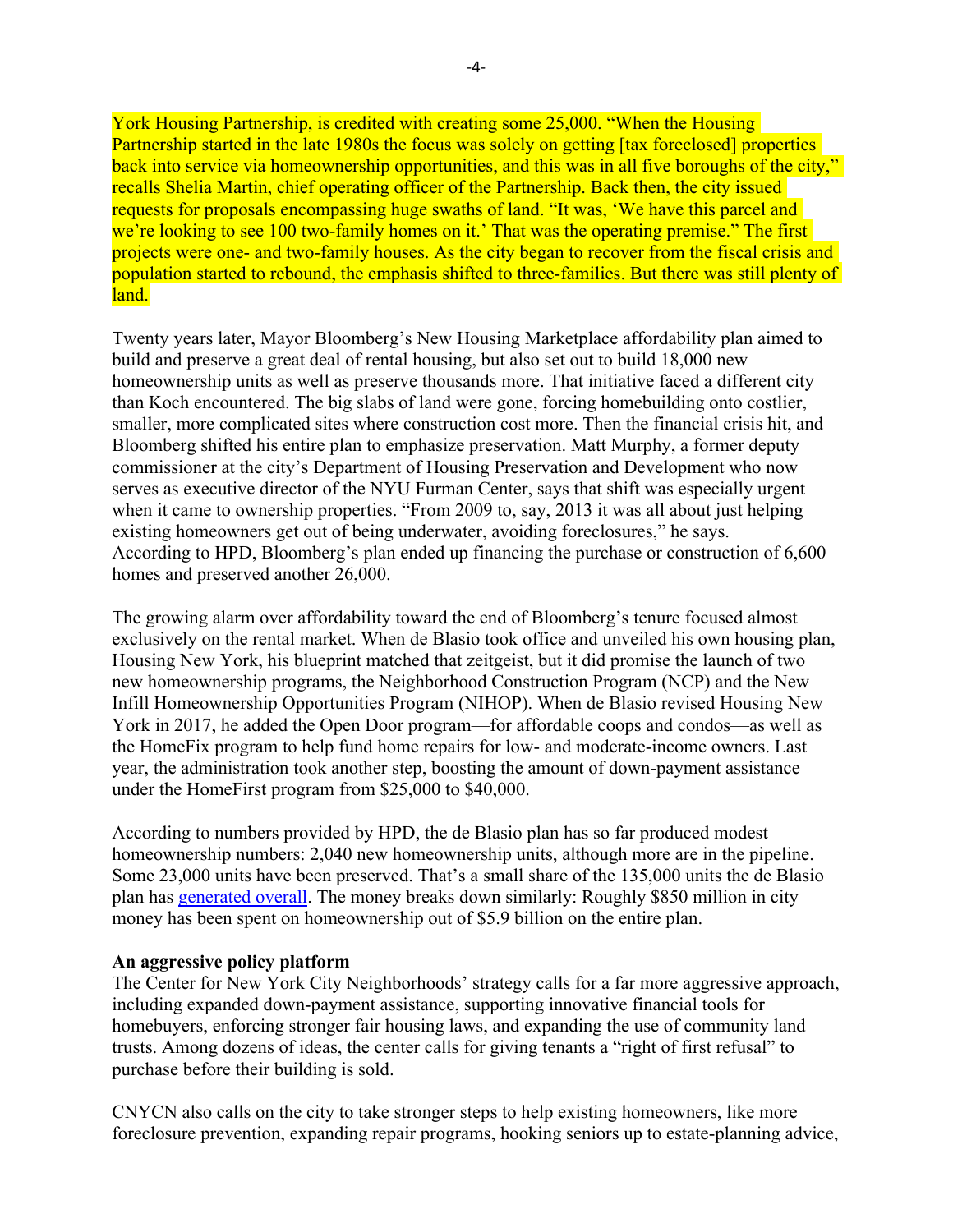York Housing Partnership, is credited with creating some 25,000. "When the Housing Partnership started in the late 1980s the focus was solely on getting [tax foreclosed] properties back into service via homeownership opportunities, and this was in all five boroughs of the city," recalls Shelia Martin, chief operating officer of the Partnership. Back then, the city issued requests for proposals encompassing huge swaths of land. "It was, 'We have this parcel and we're looking to see 100 two-family homes on it.' That was the operating premise." The first projects were one- and two-family houses. As the city began to recover from the fiscal crisis and population started to rebound, the emphasis shifted to three-families. But there was still plenty of land.

Twenty years later, Mayor Bloomberg's New Housing Marketplace affordability plan aimed to build and preserve a great deal of rental housing, but also set out to build 18,000 new homeownership units as well as preserve thousands more. That initiative faced a different city than Koch encountered. The big slabs of land were gone, forcing homebuilding onto costlier, smaller, more complicated sites where construction cost more. Then the financial crisis hit, and Bloomberg shifted his entire plan to emphasize preservation. Matt Murphy, a former deputy commissioner at the city's Department of Housing Preservation and Development who now serves as executive director of the NYU Furman Center, says that shift was especially urgent when it came to ownership properties. "From 2009 to, say, 2013 it was all about just helping existing homeowners get out of being underwater, avoiding foreclosures," he says. According to HPD, Bloomberg's plan ended up financing the purchase or construction of 6,600 homes and preserved another 26,000.

The growing alarm over affordability toward the end of Bloomberg's tenure focused almost exclusively on the rental market. When de Blasio took office and unveiled his own housing plan, Housing New York, his blueprint matched that zeitgeist, but it did promise the launch of two new homeownership programs, the Neighborhood Construction Program (NCP) and the New Infill Homeownership Opportunities Program (NIHOP). When de Blasio revised Housing New York in 2017, he added the Open Door program—for affordable coops and condos—as well as the HomeFix program to help fund home repairs for low- and moderate-income owners. Last year, the administration took another step, boosting the amount of down-payment assistance under the HomeFirst program from $25,000 to $40,000.

According to numbers provided by HPD, the de Blasio plan has so far produced modest homeownership numbers: 2,040 new homeownership units, although more are in the pipeline. Some 23,000 units have been preserved. That's a small share of the 135,000 units the de Blasio plan has generated overall. The money breaks down similarly: Roughly $850 million in city money has been spent on homeownership out of $5.9 billion on the entire plan.

**An aggressive policy platform**

The Center for New York City Neighborhoods' strategy calls for a far more aggressive approach, including expanded down-payment assistance, supporting innovative financial tools for homebuyers, enforcing stronger fair housing laws, and expanding the use of community land trusts. Among dozens of ideas, the center calls for giving tenants a "right of first refusal" to purchase before their building is sold.

CNYCN also calls on the city to take stronger steps to help existing homeowners, like more foreclosure prevention, expanding repair programs, hooking seniors up to estate-planning advice,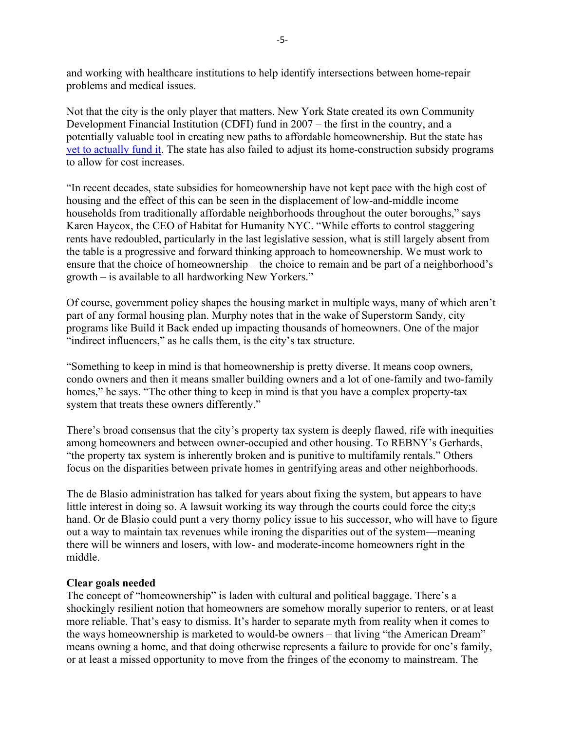and working with healthcare institutions to help identify intersections between home-repair problems and medical issues.

Not that the city is the only player that matters. New York State created its own Community Development Financial Institution (CDFI) fund in 2007 – the first in the country, and a potentially valuable tool in creating new paths to affordable homeownership. But the state has yet to actually fund it. The state has also failed to adjust its home-construction subsidy programs to allow for cost increases.

"In recent decades, state subsidies for homeownership have not kept pace with the high cost of housing and the effect of this can be seen in the displacement of low-and-middle income households from traditionally affordable neighborhoods throughout the outer boroughs," says Karen Haycox, the CEO of Habitat for Humanity NYC. "While efforts to control staggering rents have redoubled, particularly in the last legislative session, what is still largely absent from the table is a progressive and forward thinking approach to homeownership. We must work to ensure that the choice of homeownership – the choice to remain and be part of a neighborhood's growth – is available to all hardworking New Yorkers."

Of course, government policy shapes the housing market in multiple ways, many of which aren't part of any formal housing plan. Murphy notes that in the wake of Superstorm Sandy, city programs like Build it Back ended up impacting thousands of homeowners. One of the major "indirect influencers," as he calls them, is the city's tax structure.

"Something to keep in mind is that homeownership is pretty diverse. It means coop owners, condo owners and then it means smaller building owners and a lot of one-family and two-family homes," he says. "The other thing to keep in mind is that you have a complex property-tax system that treats these owners differently."

There's broad consensus that the city's property tax system is deeply flawed, rife with inequities among homeowners and between owner-occupied and other housing. To REBNY's Gerhards, "the property tax system is inherently broken and is punitive to multifamily rentals." Others focus on the disparities between private homes in gentrifying areas and other neighborhoods.

The de Blasio administration has talked for years about fixing the system, but appears to have little interest in doing so. A lawsuit working its way through the courts could force the city;s hand. Or de Blasio could punt a very thorny policy issue to his successor, who will have to figure out a way to maintain tax revenues while ironing the disparities out of the system—meaning there will be winners and losers, with low- and moderate-income homeowners right in the middle.

**Clear goals needed**

The concept of "homeownership" is laden with cultural and political baggage. There's a shockingly resilient notion that homeowners are somehow morally superior to renters, or at least more reliable. That's easy to dismiss. It's harder to separate myth from reality when it comes to the ways homeownership is marketed to would-be owners – that living "the American Dream" means owning a home, and that doing otherwise represents a failure to provide for one's family, or at least a missed opportunity to move from the fringes of the economy to mainstream. The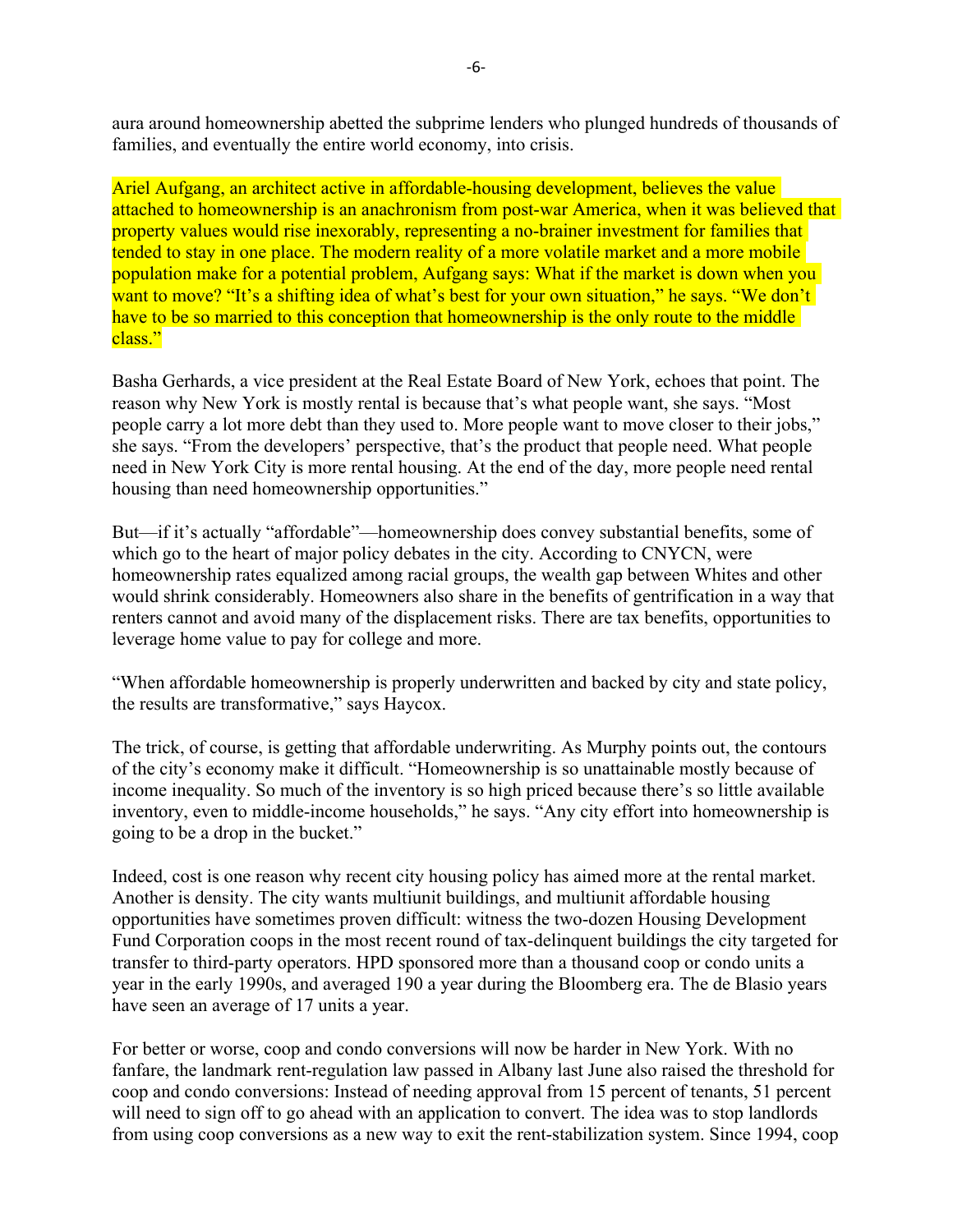aura around homeownership abetted the subprime lenders who plunged hundreds of thousands of families, and eventually the entire world economy, into crisis.

Ariel Aufgang, an architect active in affordable-housing development, believes the value attached to homeownership is an anachronism from post-war America, when it was believed that property values would rise inexorably, representing a no-brainer investment for families that tended to stay in one place. The modern reality of a more volatile market and a more mobile population make for a potential problem, Aufgang says: What if the market is down when you want to move? "It's a shifting idea of what's best for your own situation," he says. "We don't have to be so married to this conception that homeownership is the only route to the middle class."

Basha Gerhards, a vice president at the Real Estate Board of New York, echoes that point. The reason why New York is mostly rental is because that's what people want, she says. "Most people carry a lot more debt than they used to. More people want to move closer to their jobs," she says. "From the developers' perspective, that's the product that people need. What people need in New York City is more rental housing. At the end of the day, more people need rental housing than need homeownership opportunities."

But—if it's actually "affordable"—homeownership does convey substantial benefits, some of which go to the heart of major policy debates in the city. According to CNYCN, were homeownership rates equalized among racial groups, the wealth gap between Whites and other would shrink considerably. Homeowners also share in the benefits of gentrification in a way that renters cannot and avoid many of the displacement risks. There are tax benefits, opportunities to leverage home value to pay for college and more.

"When affordable homeownership is properly underwritten and backed by city and state policy, the results are transformative," says Haycox.

The trick, of course, is getting that affordable underwriting. As Murphy points out, the contours of the city's economy make it difficult. "Homeownership is so unattainable mostly because of income inequality. So much of the inventory is so high priced because there's so little available inventory, even to middle-income households," he says. "Any city effort into homeownership is going to be a drop in the bucket."

Indeed, cost is one reason why recent city housing policy has aimed more at the rental market. Another is density. The city wants multiunit buildings, and multiunit affordable housing opportunities have sometimes proven difficult: witness the two-dozen Housing Development Fund Corporation coops in the most recent round of tax-delinquent buildings the city targeted for transfer to third-party operators. HPD sponsored more than a thousand coop or condo units a year in the early 1990s, and averaged 190 a year during the Bloomberg era. The de Blasio years have seen an average of 17 units a year.

For better or worse, coop and condo conversions will now be harder in New York. With no fanfare, the landmark rent-regulation law passed in Albany last June also raised the threshold for coop and condo conversions: Instead of needing approval from 15 percent of tenants, 51 percent will need to sign off to go ahead with an application to convert. The idea was to stop landlords from using coop conversions as a new way to exit the rent-stabilization system. Since 1994, coop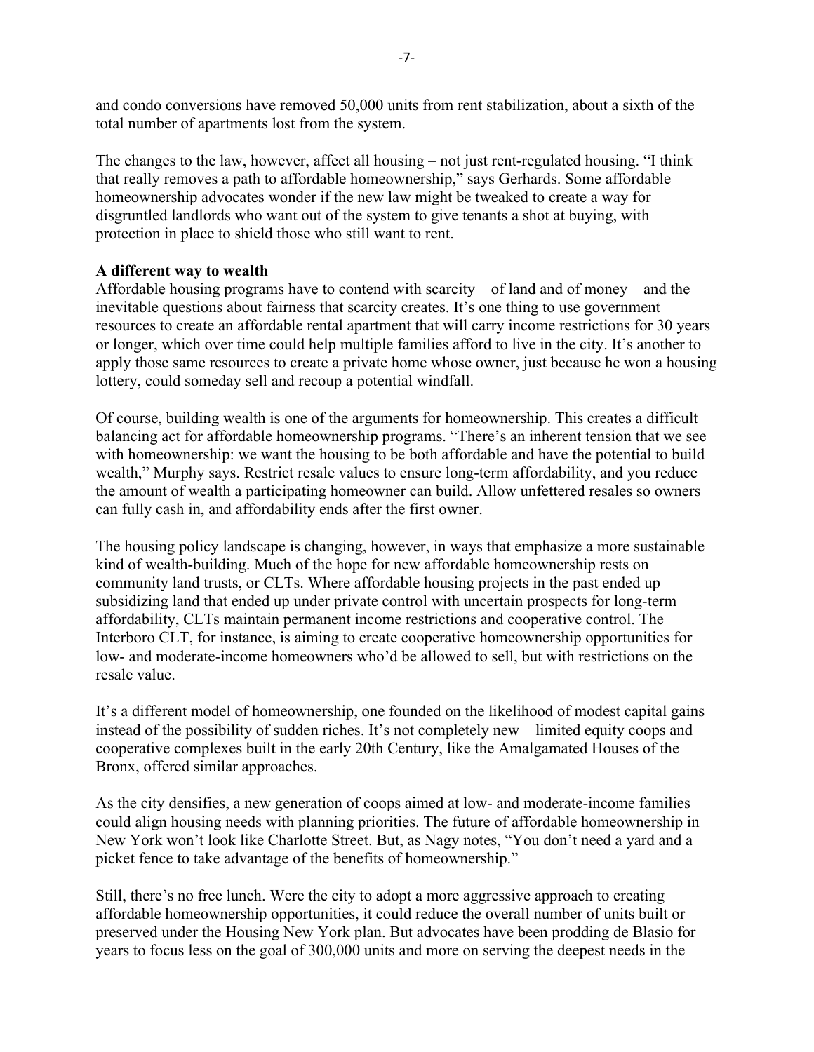and condo conversions have removed 50,000 units from rent stabilization, about a sixth of the total number of apartments lost from the system.

The changes to the law, however, affect all housing – not just rent-regulated housing. "I think that really removes a path to affordable homeownership," says Gerhards. Some affordable homeownership advocates wonder if the new law might be tweaked to create a way for disgruntled landlords who want out of the system to give tenants a shot at buying, with protection in place to shield those who still want to rent.

**A different way to wealth**

Affordable housing programs have to contend with scarcity—of land and of money—and the inevitable questions about fairness that scarcity creates. It's one thing to use government resources to create an affordable rental apartment that will carry income restrictions for 30 years or longer, which over time could help multiple families afford to live in the city. It's another to apply those same resources to create a private home whose owner, just because he won a housing lottery, could someday sell and recoup a potential windfall.

Of course, building wealth is one of the arguments for homeownership. This creates a difficult balancing act for affordable homeownership programs. "There's an inherent tension that we see with homeownership: we want the housing to be both affordable and have the potential to build wealth," Murphy says. Restrict resale values to ensure long-term affordability, and you reduce the amount of wealth a participating homeowner can build. Allow unfettered resales so owners can fully cash in, and affordability ends after the first owner.

The housing policy landscape is changing, however, in ways that emphasize a more sustainable kind of wealth-building. Much of the hope for new affordable homeownership rests on community land trusts, or CLTs. Where affordable housing projects in the past ended up subsidizing land that ended up under private control with uncertain prospects for long-term affordability, CLTs maintain permanent income restrictions and cooperative control. The Interboro CLT, for instance, is aiming to create cooperative homeownership opportunities for low- and moderate-income homeowners who'd be allowed to sell, but with restrictions on the resale value.

It's a different model of homeownership, one founded on the likelihood of modest capital gains instead of the possibility of sudden riches. It's not completely new—limited equity coops and cooperative complexes built in the early 20th Century, like the Amalgamated Houses of the Bronx, offered similar approaches.

As the city densifies, a new generation of coops aimed at low- and moderate-income families could align housing needs with planning priorities. The future of affordable homeownership in New York won't look like Charlotte Street. But, as Nagy notes, "You don't need a yard and a picket fence to take advantage of the benefits of homeownership."

Still, there's no free lunch. Were the city to adopt a more aggressive approach to creating affordable homeownership opportunities, it could reduce the overall number of units built or preserved under the Housing New York plan. But advocates have been prodding de Blasio for years to focus less on the goal of 300,000 units and more on serving the deepest needs in the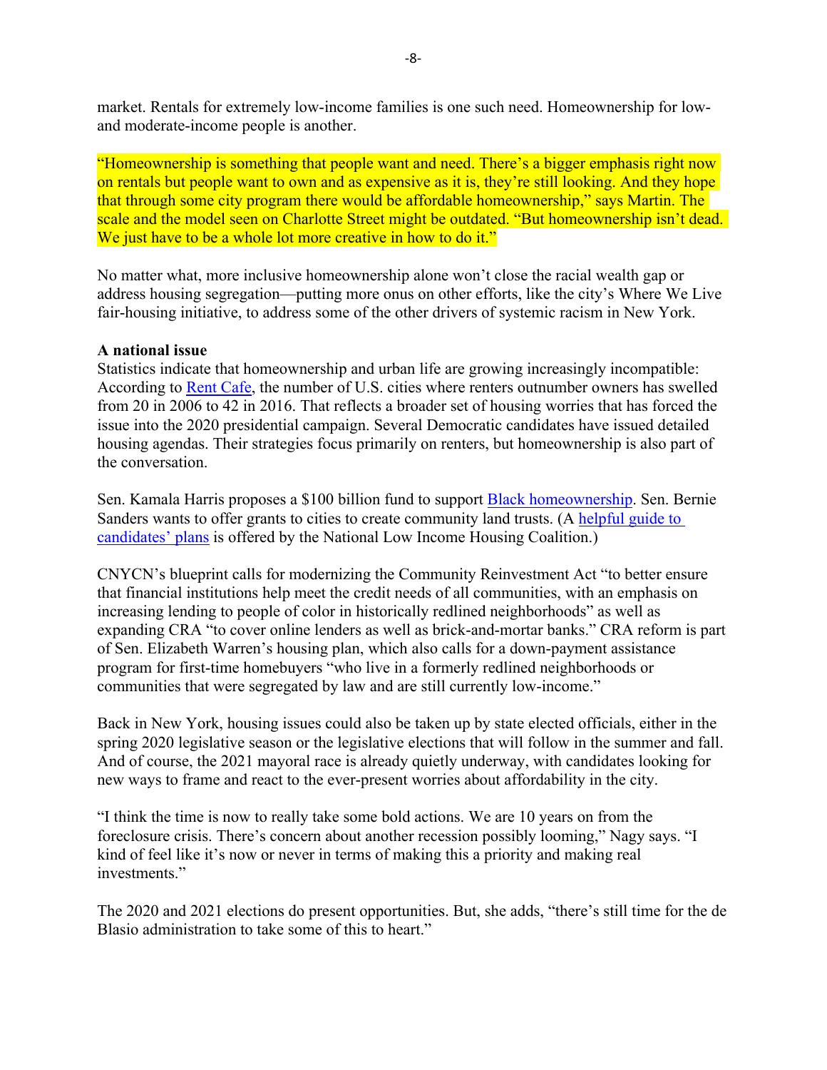market. Rentals for extremely low-income families is one such need. Homeownership for low- and moderate-income people is another.

"Homeownership is something that people want and need. There's a bigger emphasis right now on rentals but people want to own and as expensive as it is, they're still looking. And they hope that through some city program there would be affordable homeownership," says Martin. The scale and the model seen on Charlotte Street might be outdated. "But homeownership isn't dead. We just have to be a whole lot more creative in how to do it."

No matter what, more inclusive homeownership alone won't close the racial wealth gap or address housing segregation—putting more onus on other efforts, like the city's Where We Live fair-housing initiative, to address some of the other drivers of systemic racism in New York.

**A national issue**

Statistics indicate that homeownership and urban life are growing increasingly incompatible: According to Rent Cafe, the number of U.S. cities where renters outnumber owners has swelled from 20 in 2006 to 42 in 2016. That reflects a broader set of housing worries that has forced the issue into the 2020 presidential campaign. Several Democratic candidates have issued detailed housing agendas. Their strategies focus primarily on renters, but homeownership is also part of the conversation.

Sen. Kamala Harris proposes a $100 billion fund to support Black homeownership. Sen. Bernie Sanders wants to offer grants to cities to create community land trusts. (A helpful guide to candidates' plans is offered by the National Low Income Housing Coalition.)

CNYCN's blueprint calls for modernizing the Community Reinvestment Act "to better ensure that financial institutions help meet the credit needs of all communities, with an emphasis on increasing lending to people of color in historically redlined neighborhoods" as well as expanding CRA "to cover online lenders as well as brick-and-mortar banks." CRA reform is part of Sen. Elizabeth Warren's housing plan, which also calls for a down-payment assistance program for first-time homebuyers "who live in a formerly redlined neighborhoods or communities that were segregated by law and are still currently low-income."

Back in New York, housing issues could also be taken up by state elected officials, either in the spring 2020 legislative season or the legislative elections that will follow in the summer and fall. And of course, the 2021 mayoral race is already quietly underway, with candidates looking for new ways to frame and react to the ever-present worries about affordability in the city.

"I think the time is now to really take some bold actions. We are 10 years on from the foreclosure crisis. There's concern about another recession possibly looming," Nagy says. "I kind of feel like it's now or never in terms of making this a priority and making real investments."

The 2020 and 2021 elections do present opportunities. But, she adds, "there's still time for the de Blasio administration to take some of this to heart."